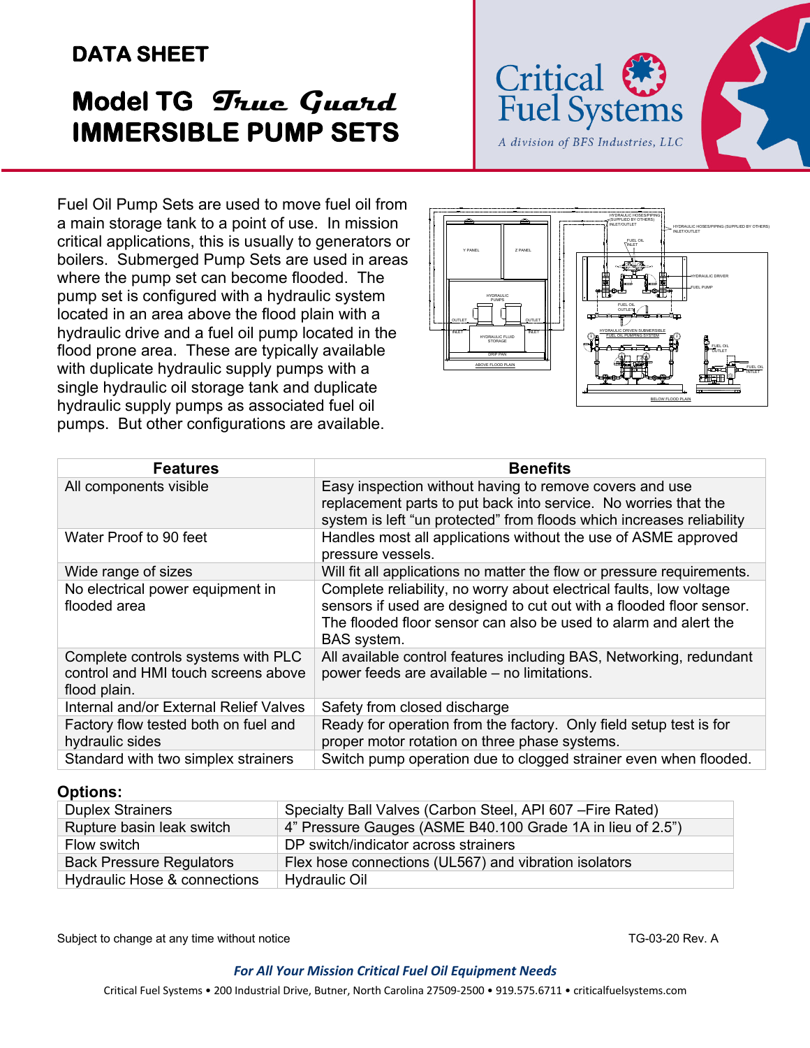# DATA SHEET

# Model TG *True Guard* IMMERSIBLE PUMP SETS

Critical Fuel Systems

*A division of BFS Industries, LLC*

Fuel Oil Pump Sets are used to move fuel oil from a main storage tank to a point of use. In mission critical applications, this is usually to generators or boilers. Submerged Pump Sets are used in areas where the pump set can become flooded. The pump set is configured with a hydraulic system located in an area above the flood plain with a hydraulic drive and a fuel oil pump located in the flood prone area. These are typically available with duplicate hydraulic supply pumps with a single hydraulic oil storage tank and duplicate hydraulic supply pumps as associated fuel oil pumps. But other configurations are available.

| Features | Benefits |
|---|---|
| All components visible | Easy inspection without having to remove covers and use replacement parts to put back into service. No worries that the system is left “un protected” from floods which increases reliability |
| Water Proof to 90 feet | Handles most all applications without the use of ASME approved pressure vessels. |
| Wide range of sizes | Will fit all applications no matter the flow or pressure requirements. |
| No electrical power equipment in flooded area | Complete reliability, no worry about electrical faults, low voltage sensors if used are designed to cut out with a flooded floor sensor. The flooded floor sensor can also be used to alarm and alert the BAS system. |
| Complete controls systems with PLC control and HMI touch screens above flood plain. | All available control features including BAS, Networking, redundant power feeds are available – no limitations. |
| Internal and/or External Relief Valves | Safety from closed discharge |
| Factory flow tested both on fuel and hydraulic sides | Ready for operation from the factory. Only field setup test is for proper motor rotation on three phase systems. |
| Standard with two simplex strainers | Switch pump operation due to clogged strainer even when flooded. |

**Options:**

| | |
|---|---|
| Duplex Strainers | Specialty Ball Valves (Carbon Steel, API 607 –Fire Rated) |
| Rupture basin leak switch | 4” Pressure Gauges (ASME B40.100 Grade 1A in lieu of 2.5”) |
| Flow switch | DP switch/indicator across strainers |
| Back Pressure Regulators | Flex hose connections (UL567) and vibration isolators |
| Hydraulic Hose & connections | Hydraulic Oil |

Subject to change at any time without notice

TG-03-20 Rev. A

***For All Your Mission Critical Fuel Oil Equipment Needs***

Critical Fuel Systems • 200 Industrial Drive, Butner, North Carolina 27509-2500 • 919.575.6711 • criticalfuelsystems.com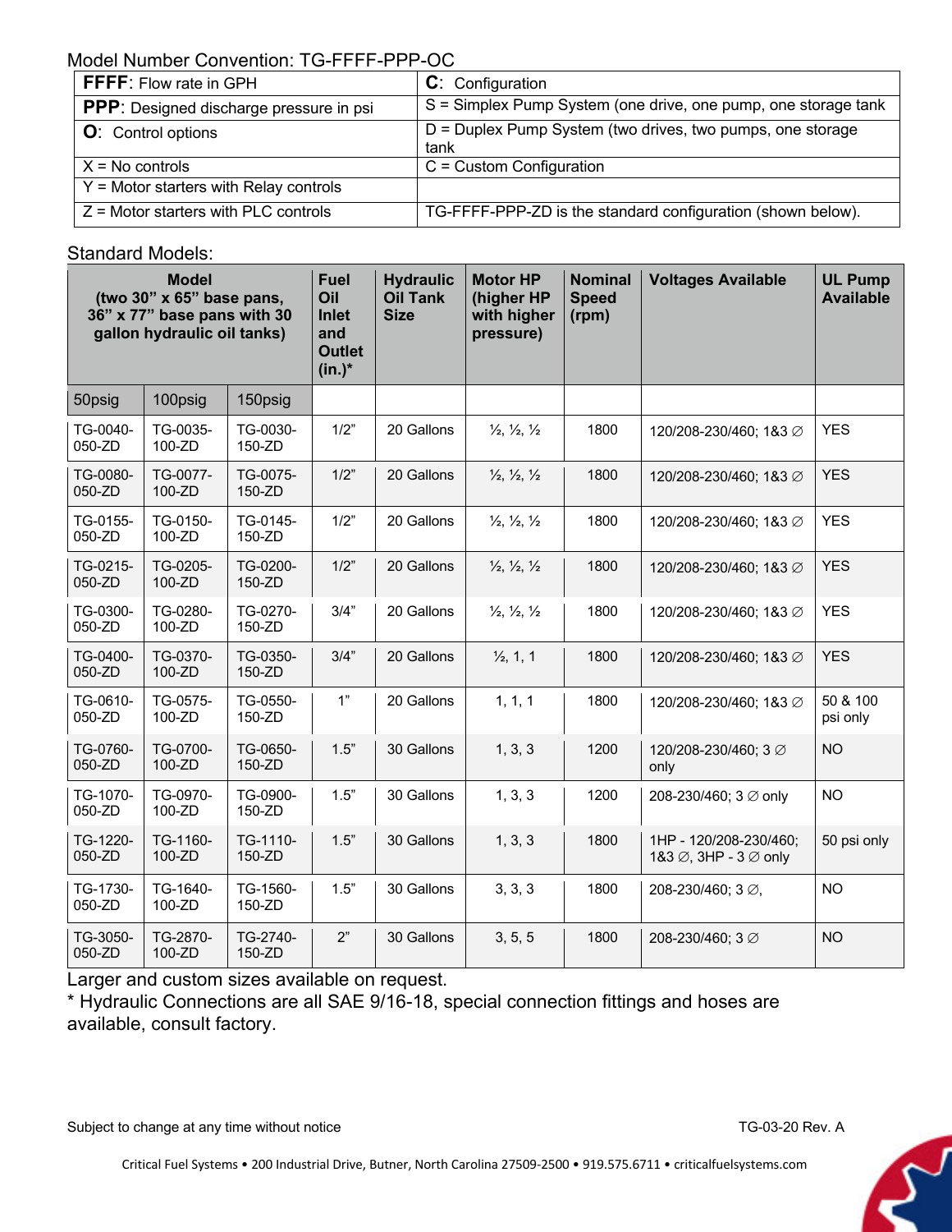Model Number Convention: TG-FFFF-PPP-OC

| | |
|---|---|
| **FFFF**: Flow rate in GPH | **C**: Configuration |
| **PPP**: Designed discharge pressure in psi | S = Simplex Pump System (one drive, one pump, one storage tank |
| **O**: Control options | D = Duplex Pump System (two drives, two pumps, one storage tank |
| X = No controls | C = Custom Configuration |
| Y = Motor starters with Relay controls | |
| Z = Motor starters with PLC controls | TG-FFFF-PPP-ZD is the standard configuration (shown below). |

Standard Models:

| **Model (two 30" x 65" base pans, 36" x 77" base pans with 30 gallon hydraulic oil tanks)** | | | **Fuel Oil Inlet and Outlet (in.)*** | **Hydraulic Oil Tank Size** | **Motor HP (higher HP with higher pressure)** | **Nominal Speed (rpm)** | **Voltages Available** | **UL Pump Available** |
|---|---|---|---|---|---|---|---|---|
| 50psig | 100psig | 150psig | | | | | | |
| TG-0040-050-ZD | TG-0035-100-ZD | TG-0030-150-ZD | 1/2" | 20 Gallons | ½, ½, ½ | 1800 | 120/208-230/460; 1&3 ∅ | YES |
| TG-0080-050-ZD | TG-0077-100-ZD | TG-0075-150-ZD | 1/2" | 20 Gallons | ½, ½, ½ | 1800 | 120/208-230/460; 1&3 ∅ | YES |
| TG-0155-050-ZD | TG-0150-100-ZD | TG-0145-150-ZD | 1/2" | 20 Gallons | ½, ½, ½ | 1800 | 120/208-230/460; 1&3 ∅ | YES |
| TG-0215-050-ZD | TG-0205-100-ZD | TG-0200-150-ZD | 1/2" | 20 Gallons | ½, ½, ½ | 1800 | 120/208-230/460; 1&3 ∅ | YES |
| TG-0300-050-ZD | TG-0280-100-ZD | TG-0270-150-ZD | 3/4" | 20 Gallons | ½, ½, ½ | 1800 | 120/208-230/460; 1&3 ∅ | YES |
| TG-0400-050-ZD | TG-0370-100-ZD | TG-0350-150-ZD | 3/4" | 20 Gallons | ½, 1, 1 | 1800 | 120/208-230/460; 1&3 ∅ | YES |
| TG-0610-050-ZD | TG-0575-100-ZD | TG-0550-150-ZD | 1" | 20 Gallons | 1, 1, 1 | 1800 | 120/208-230/460; 1&3 ∅ | 50 & 100 psi only |
| TG-0760-050-ZD | TG-0700-100-ZD | TG-0650-150-ZD | 1.5" | 30 Gallons | 1, 3, 3 | 1200 | 120/208-230/460; 3 ∅ only | NO |
| TG-1070-050-ZD | TG-0970-100-ZD | TG-0900-150-ZD | 1.5" | 30 Gallons | 1, 3, 3 | 1200 | 208-230/460; 3 ∅ only | NO |
| TG-1220-050-ZD | TG-1160-100-ZD | TG-1110-150-ZD | 1.5" | 30 Gallons | 1, 3, 3 | 1800 | 1HP - 120/208-230/460; 1&3 ∅, 3HP - 3 ∅ only | 50 psi only |
| TG-1730-050-ZD | TG-1640-100-ZD | TG-1560-150-ZD | 1.5" | 30 Gallons | 3, 3, 3 | 1800 | 208-230/460; 3 ∅, | NO |
| TG-3050-050-ZD | TG-2870-100-ZD | TG-2740-150-ZD | 2" | 30 Gallons | 3, 5, 5 | 1800 | 208-230/460; 3 ∅ | NO |

Larger and custom sizes available on request.

* Hydraulic Connections are all SAE 9/16-18, special connection fittings and hoses are available, consult factory.

Subject to change at any time without notice

TG-03-20 Rev. A

Critical Fuel Systems • 200 Industrial Drive, Butner, North Carolina 27509-2500 • 919.575.6711 • criticalfuelsystems.com